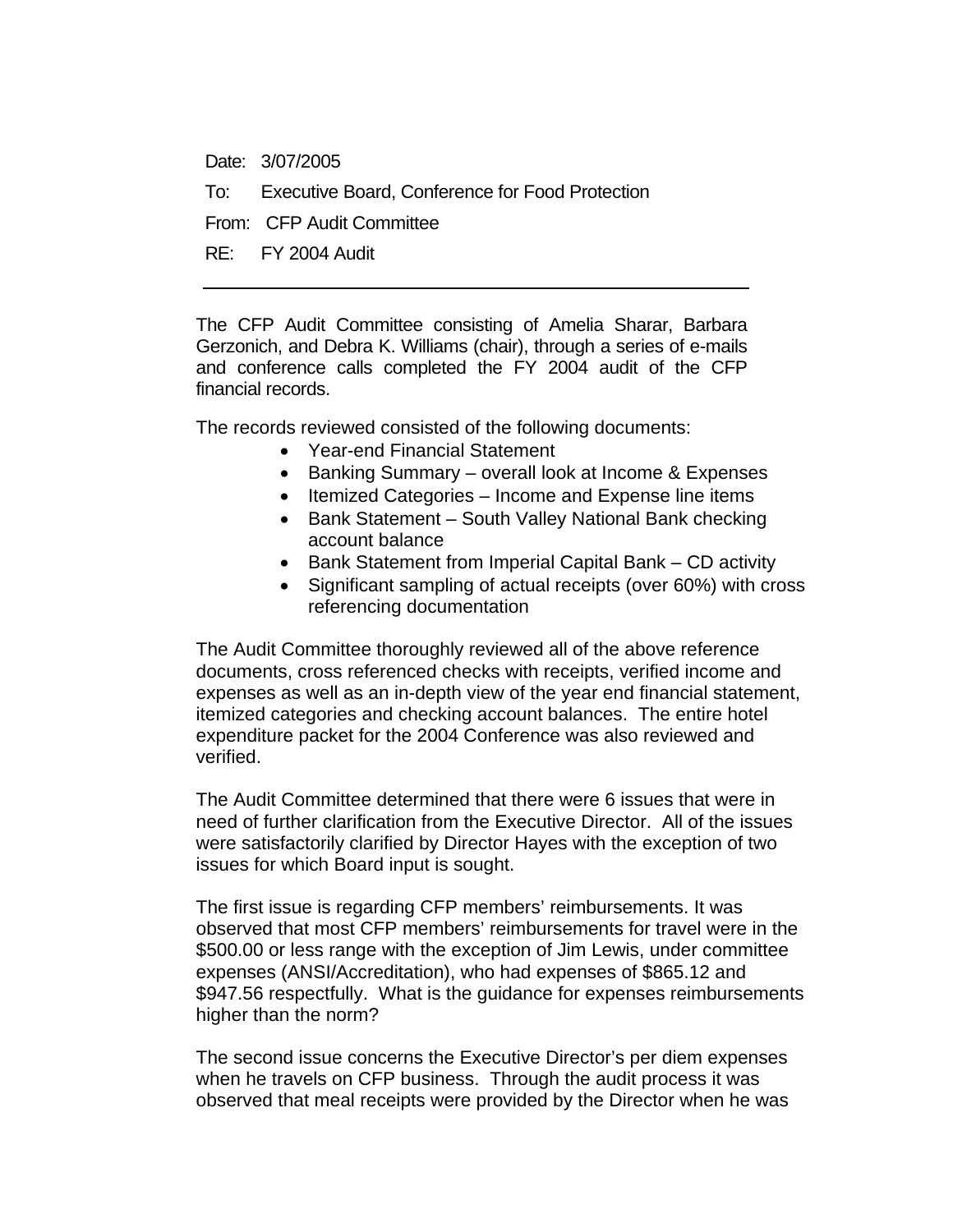Date: 3/07/2005

To: Executive Board, Conference for Food Protection

From: CFP Audit Committee

RE: FY 2004 Audit

---

The CFP Audit Committee consisting of Amelia Sharar, Barbara Gerzonich, and Debra K. Williams (chair), through a series of e-mails and conference calls completed the FY 2004 audit of the CFP financial records.

The records reviewed consisted of the following documents:

- Year-end Financial Statement
- Banking Summary – overall look at Income & Expenses
- Itemized Categories – Income and Expense line items
- Bank Statement – South Valley National Bank checking account balance
- Bank Statement from Imperial Capital Bank – CD activity
- Significant sampling of actual receipts (over 60%) with cross referencing documentation

The Audit Committee thoroughly reviewed all of the above reference documents, cross referenced checks with receipts, verified income and expenses as well as an in-depth view of the year end financial statement, itemized categories and checking account balances. The entire hotel expenditure packet for the 2004 Conference was also reviewed and verified.

The Audit Committee determined that there were 6 issues that were in need of further clarification from the Executive Director. All of the issues were satisfactorily clarified by Director Hayes with the exception of two issues for which Board input is sought.

The first issue is regarding CFP members' reimbursements. It was observed that most CFP members' reimbursements for travel were in the $500.00 or less range with the exception of Jim Lewis, under committee expenses (ANSI/Accreditation), who had expenses of $865.12 and $947.56 respectfully. What is the guidance for expenses reimbursements higher than the norm?

The second issue concerns the Executive Director's per diem expenses when he travels on CFP business. Through the audit process it was observed that meal receipts were provided by the Director when he was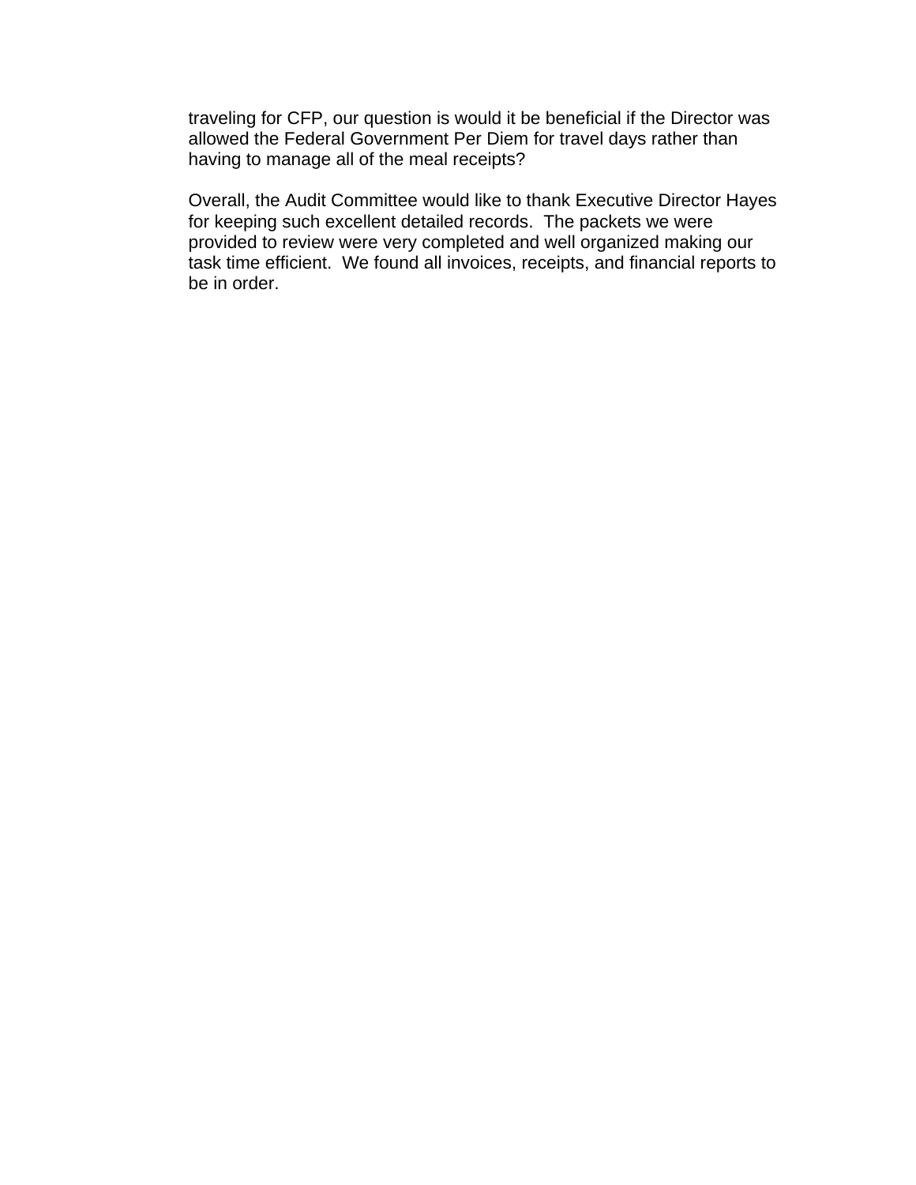traveling for CFP, our question is would it be beneficial if the Director was allowed the Federal Government Per Diem for travel days rather than having to manage all of the meal receipts?

Overall, the Audit Committee would like to thank Executive Director Hayes for keeping such excellent detailed records. The packets we were provided to review were very completed and well organized making our task time efficient. We found all invoices, receipts, and financial reports to be in order.